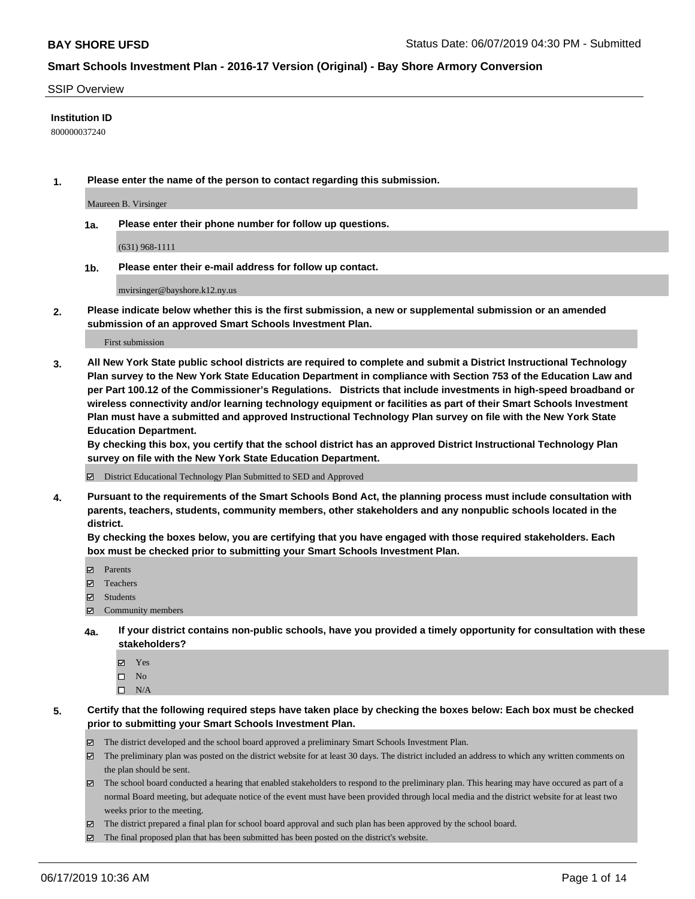**BAY SHORE UFSD** Status Date: 06/07/2019 04:30 PM - Submitted

## Smart Schools Investment Plan - 2016-17 Version (Original) - Bay Shore Armory Conversion

SSIP Overview

**Institution ID**

800000037240

**1. Please enter the name of the person to contact regarding this submission.**

Maureen B. Virsinger

**1a. Please enter their phone number for follow up questions.**

(631) 968-1111

**1b. Please enter their e-mail address for follow up contact.**

mvirsinger@bayshore.k12.ny.us

**2. Please indicate below whether this is the first submission, a new or supplemental submission or an amended submission of an approved Smart Schools Investment Plan.**

First submission

**3. All New York State public school districts are required to complete and submit a District Instructional Technology Plan survey to the New York State Education Department in compliance with Section 753 of the Education Law and per Part 100.12 of the Commissioner's Regulations. Districts that include investments in high-speed broadband or wireless connectivity and/or learning technology equipment or facilities as part of their Smart Schools Investment Plan must have a submitted and approved Instructional Technology Plan survey on file with the New York State Education Department.**
**By checking this box, you certify that the school district has an approved District Instructional Technology Plan survey on file with the New York State Education Department.**

☑ District Educational Technology Plan Submitted to SED and Approved

**4. Pursuant to the requirements of the Smart Schools Bond Act, the planning process must include consultation with parents, teachers, students, community members, other stakeholders and any nonpublic schools located in the district.**
**By checking the boxes below, you are certifying that you have engaged with those required stakeholders. Each box must be checked prior to submitting your Smart Schools Investment Plan.**

☑ Parents
☑ Teachers
☑ Students
☑ Community members

**4a. If your district contains non-public schools, have you provided a timely opportunity for consultation with these stakeholders?**

☑ Yes
☐ No
☐ N/A

**5. Certify that the following required steps have taken place by checking the boxes below: Each box must be checked prior to submitting your Smart Schools Investment Plan.**

☑ The district developed and the school board approved a preliminary Smart Schools Investment Plan.
☑ The preliminary plan was posted on the district website for at least 30 days. The district included an address to which any written comments on the plan should be sent.
☑ The school board conducted a hearing that enabled stakeholders to respond to the preliminary plan. This hearing may have occured as part of a normal Board meeting, but adequate notice of the event must have been provided through local media and the district website for at least two weeks prior to the meeting.
☑ The district prepared a final plan for school board approval and such plan has been approved by the school board.
☑ The final proposed plan that has been submitted has been posted on the district's website.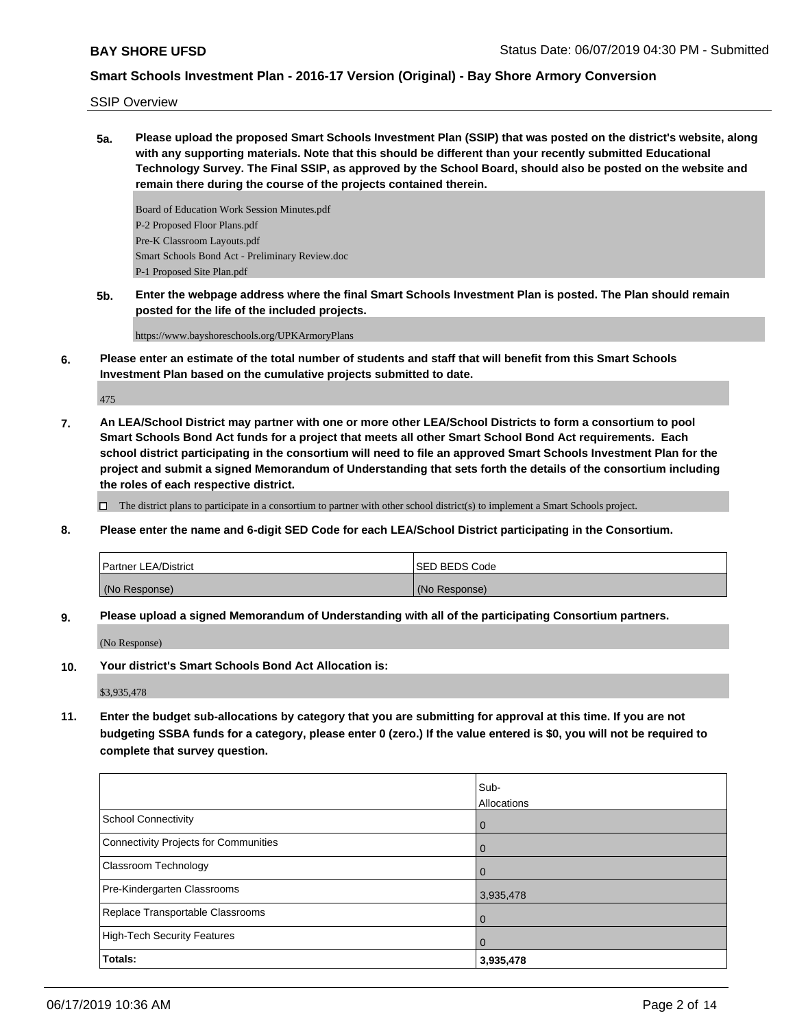SSIP Overview

**5a. Please upload the proposed Smart Schools Investment Plan (SSIP) that was posted on the district's website, along with any supporting materials. Note that this should be different than your recently submitted Educational Technology Survey. The Final SSIP, as approved by the School Board, should also be posted on the website and remain there during the course of the projects contained therein.**

Board of Education Work Session Minutes.pdf
P-2 Proposed Floor Plans.pdf
Pre-K Classroom Layouts.pdf
Smart Schools Bond Act - Preliminary Review.doc
P-1 Proposed Site Plan.pdf

**5b. Enter the webpage address where the final Smart Schools Investment Plan is posted. The Plan should remain posted for the life of the included projects.**

https://www.bayshoreschools.org/UPKArmoryPlans

**6. Please enter an estimate of the total number of students and staff that will benefit from this Smart Schools Investment Plan based on the cumulative projects submitted to date.**

475

**7. An LEA/School District may partner with one or more other LEA/School Districts to form a consortium to pool Smart Schools Bond Act funds for a project that meets all other Smart School Bond Act requirements. Each school district participating in the consortium will need to file an approved Smart Schools Investment Plan for the project and submit a signed Memorandum of Understanding that sets forth the details of the consortium including the roles of each respective district.**

☐ The district plans to participate in a consortium to partner with other school district(s) to implement a Smart Schools project.

**8. Please enter the name and 6-digit SED Code for each LEA/School District participating in the Consortium.**

| Partner LEA/District | SED BEDS Code |
| --- | --- |
| (No Response) | (No Response) |

**9. Please upload a signed Memorandum of Understanding with all of the participating Consortium partners.**

(No Response)

**10. Your district's Smart Schools Bond Act Allocation is:**

$3,935,478

**11. Enter the budget sub-allocations by category that you are submitting for approval at this time. If you are not budgeting SSBA funds for a category, please enter 0 (zero.) If the value entered is $0, you will not be required to complete that survey question.**

| | Sub-Allocations |
| --- | --- |
| School Connectivity | 0 |
| Connectivity Projects for Communities | 0 |
| Classroom Technology | 0 |
| Pre-Kindergarten Classrooms | 3,935,478 |
| Replace Transportable Classrooms | 0 |
| High-Tech Security Features | 0 |
| **Totals:** | **3,935,478** |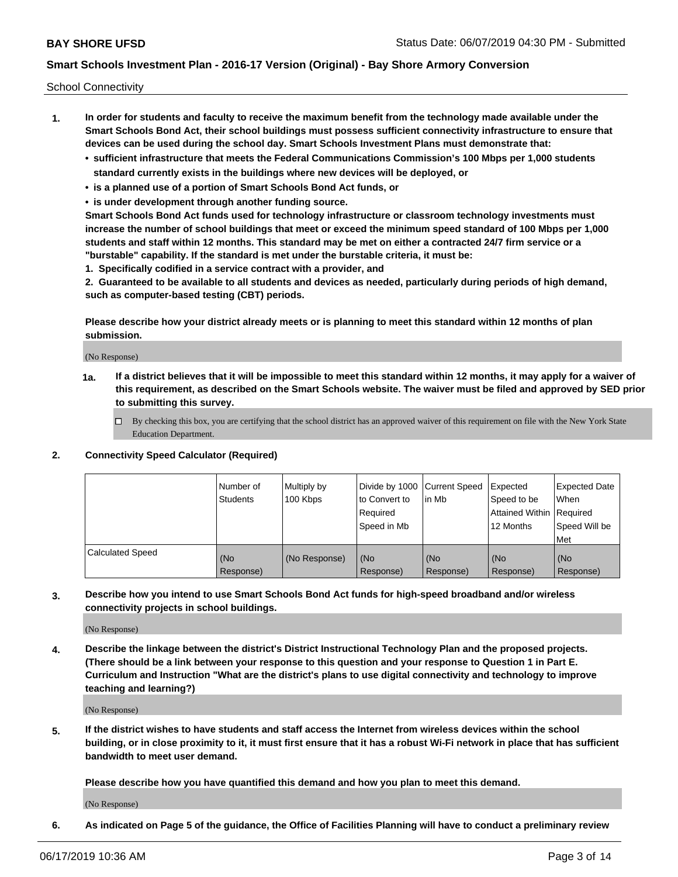School Connectivity

1. **In order for students and faculty to receive the maximum benefit from the technology made available under the Smart Schools Bond Act, their school buildings must possess sufficient connectivity infrastructure to ensure that devices can be used during the school day. Smart Schools Investment Plans must demonstrate that:**
   - **sufficient infrastructure that meets the Federal Communications Commission's 100 Mbps per 1,000 students standard currently exists in the buildings where new devices will be deployed, or**
   - **is a planned use of a portion of Smart Schools Bond Act funds, or**
   - **is under development through another funding source.**

   **Smart Schools Bond Act funds used for technology infrastructure or classroom technology investments must increase the number of school buildings that meet or exceed the minimum speed standard of 100 Mbps per 1,000 students and staff within 12 months. This standard may be met on either a contracted 24/7 firm service or a "burstable" capability. If the standard is met under the burstable criteria, it must be:**

   **1. Specifically codified in a service contract with a provider, and**

   **2. Guaranteed to be available to all students and devices as needed, particularly during periods of high demand, such as computer-based testing (CBT) periods.**

   **Please describe how your district already meets or is planning to meet this standard within 12 months of plan submission.**

   (No Response)

   **1a. If a district believes that it will be impossible to meet this standard within 12 months, it may apply for a waiver of this requirement, as described on the Smart Schools website. The waiver must be filed and approved by SED prior to submitting this survey.**

   ☐ By checking this box, you are certifying that the school district has an approved waiver of this requirement on file with the New York State Education Department.

2. **Connectivity Speed Calculator (Required)**

| | Number of Students | Multiply by 100 Kbps | Divide by 1000 to Convert to Required Speed in Mb | Current Speed in Mb | Expected Speed to be Attained Within 12 Months | Expected Date When Required Speed Will be Met |
|---|---|---|---|---|---|---|
| Calculated Speed | (No Response) | (No Response) | (No Response) | (No Response) | (No Response) | (No Response) |

3. **Describe how you intend to use Smart Schools Bond Act funds for high-speed broadband and/or wireless connectivity projects in school buildings.**

   (No Response)

4. **Describe the linkage between the district's District Instructional Technology Plan and the proposed projects. (There should be a link between your response to this question and your response to Question 1 in Part E. Curriculum and Instruction "What are the district's plans to use digital connectivity and technology to improve teaching and learning?)**

   (No Response)

5. **If the district wishes to have students and staff access the Internet from wireless devices within the school building, or in close proximity to it, it must first ensure that it has a robust Wi-Fi network in place that has sufficient bandwidth to meet user demand.**

   **Please describe how you have quantified this demand and how you plan to meet this demand.**

   (No Response)

6. **As indicated on Page 5 of the guidance, the Office of Facilities Planning will have to conduct a preliminary review**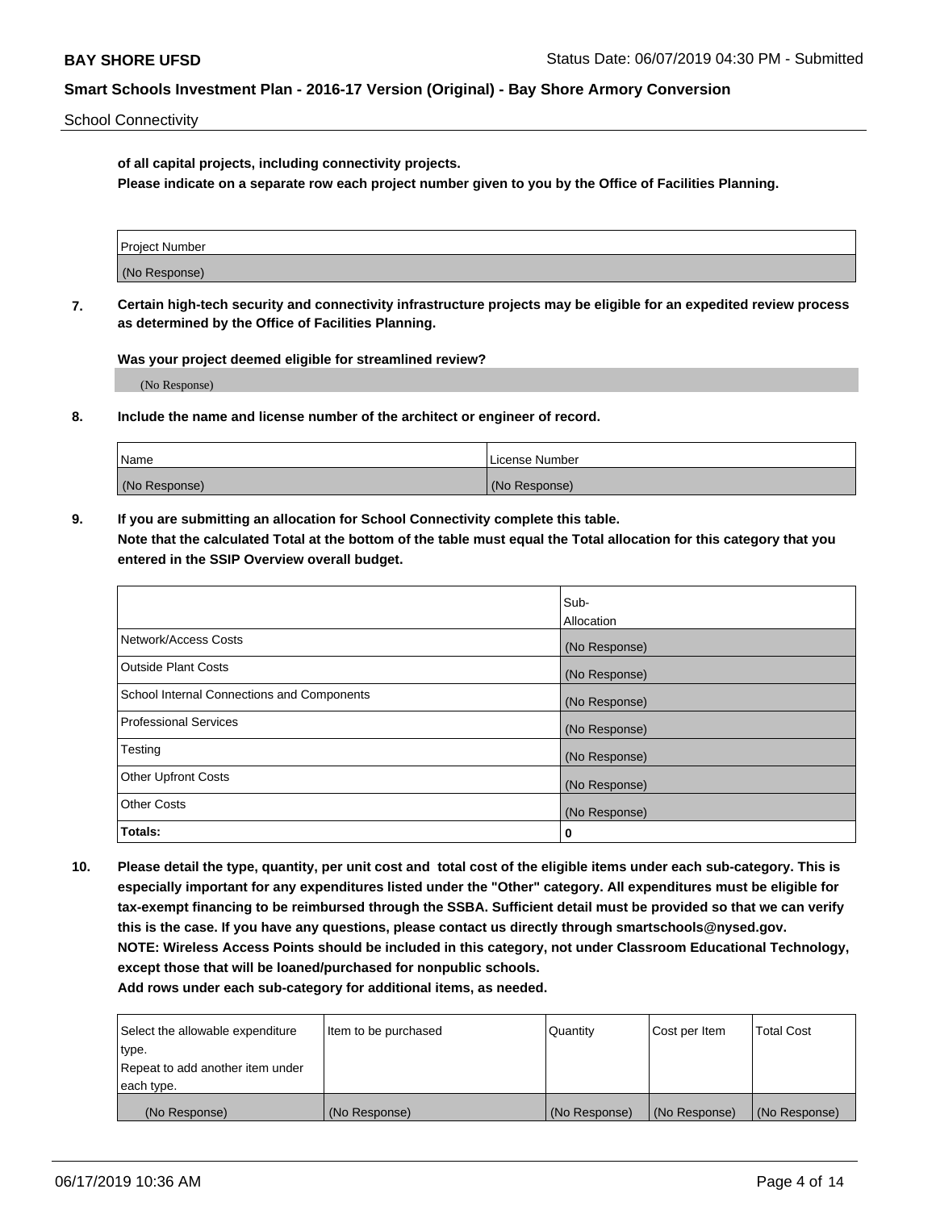**of all capital projects, including connectivity projects.**
**Please indicate on a separate row each project number given to you by the Office of Facilities Planning.**

| Project Number |
|---|
| (No Response) |

**7. Certain high-tech security and connectivity infrastructure projects may be eligible for an expedited review process as determined by the Office of Facilities Planning.**

**Was your project deemed eligible for streamlined review?**

(No Response)

**8. Include the name and license number of the architect or engineer of record.**

| Name | License Number |
|---|---|
| (No Response) | (No Response) |

**9. If you are submitting an allocation for School Connectivity complete this table.**
**Note that the calculated Total at the bottom of the table must equal the Total allocation for this category that you entered in the SSIP Overview overall budget.**

| | Sub-Allocation |
|---|---|
| Network/Access Costs | (No Response) |
| Outside Plant Costs | (No Response) |
| School Internal Connections and Components | (No Response) |
| Professional Services | (No Response) |
| Testing | (No Response) |
| Other Upfront Costs | (No Response) |
| Other Costs | (No Response) |
| **Totals:** | **0** |

**10. Please detail the type, quantity, per unit cost and total cost of the eligible items under each sub-category. This is especially important for any expenditures listed under the "Other" category. All expenditures must be eligible for tax-exempt financing to be reimbursed through the SSBA. Sufficient detail must be provided so that we can verify this is the case. If you have any questions, please contact us directly through smartschools@nysed.gov.**
**NOTE: Wireless Access Points should be included in this category, not under Classroom Educational Technology, except those that will be loaned/purchased for nonpublic schools.**
**Add rows under each sub-category for additional items, as needed.**

| Select the allowable expenditure type. Repeat to add another item under each type. | Item to be purchased | Quantity | Cost per Item | Total Cost |
|---|---|---|---|---|
| (No Response) | (No Response) | (No Response) | (No Response) | (No Response) |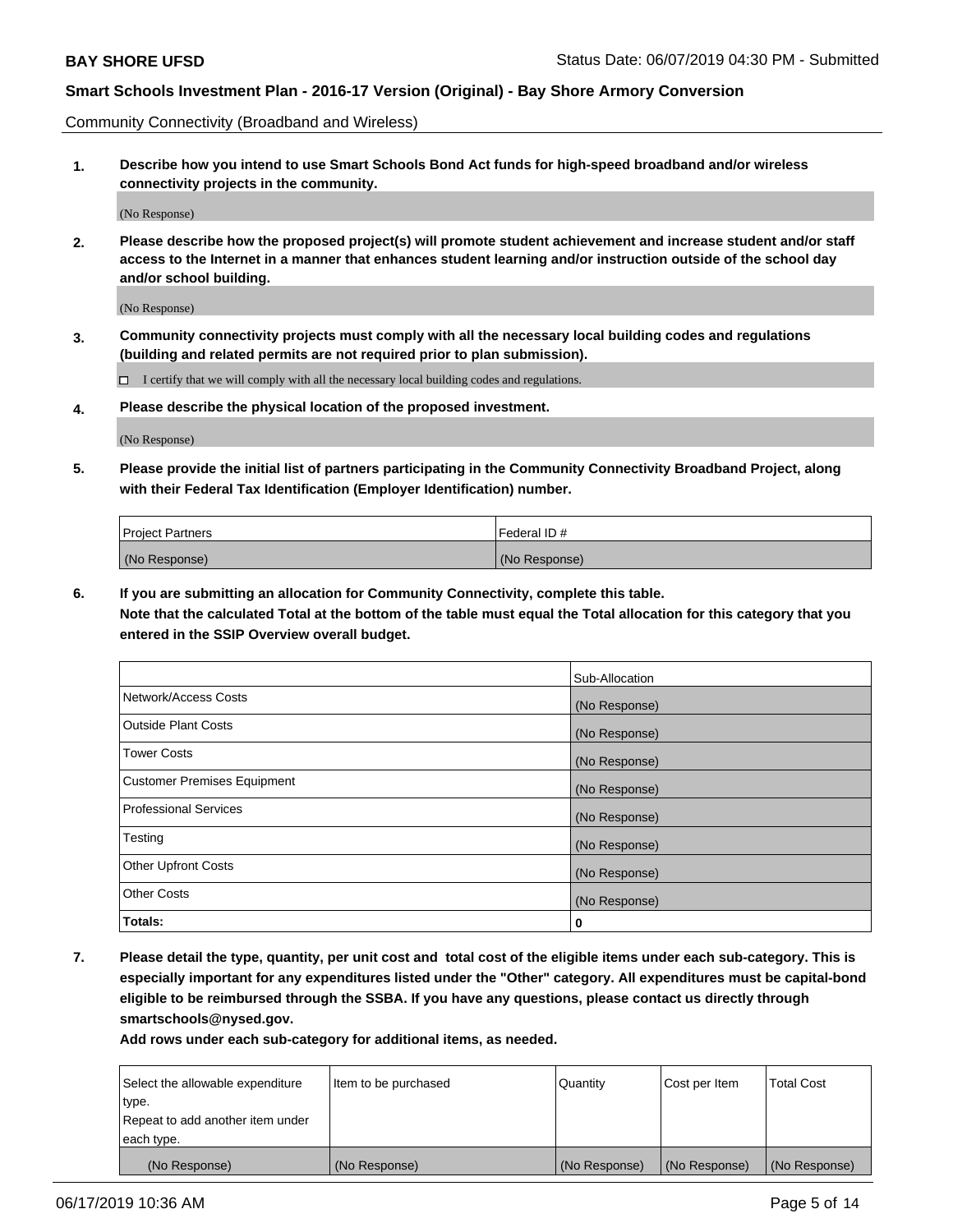Community Connectivity (Broadband and Wireless)

**1. Describe how you intend to use Smart Schools Bond Act funds for high-speed broadband and/or wireless connectivity projects in the community.**

(No Response)

**2. Please describe how the proposed project(s) will promote student achievement and increase student and/or staff access to the Internet in a manner that enhances student learning and/or instruction outside of the school day and/or school building.**

(No Response)

**3. Community connectivity projects must comply with all the necessary local building codes and regulations (building and related permits are not required prior to plan submission).**

☐ I certify that we will comply with all the necessary local building codes and regulations.

**4. Please describe the physical location of the proposed investment.**

(No Response)

**5. Please provide the initial list of partners participating in the Community Connectivity Broadband Project, along with their Federal Tax Identification (Employer Identification) number.**

| Project Partners | Federal ID # |
|---|---|
| (No Response) | (No Response) |

**6. If you are submitting an allocation for Community Connectivity, complete this table.**
**Note that the calculated Total at the bottom of the table must equal the Total allocation for this category that you entered in the SSIP Overview overall budget.**

| | Sub-Allocation |
|---|---|
| Network/Access Costs | (No Response) |
| Outside Plant Costs | (No Response) |
| Tower Costs | (No Response) |
| Customer Premises Equipment | (No Response) |
| Professional Services | (No Response) |
| Testing | (No Response) |
| Other Upfront Costs | (No Response) |
| Other Costs | (No Response) |
| **Totals:** | **0** |

**7. Please detail the type, quantity, per unit cost and total cost of the eligible items under each sub-category. This is especially important for any expenditures listed under the "Other" category. All expenditures must be capital-bond eligible to be reimbursed through the SSBA. If you have any questions, please contact us directly through smartschools@nysed.gov.**

**Add rows under each sub-category for additional items, as needed.**

| Select the allowable expenditure type. Repeat to add another item under each type. | Item to be purchased | Quantity | Cost per Item | Total Cost |
|---|---|---|---|---|
| (No Response) | (No Response) | (No Response) | (No Response) | (No Response) |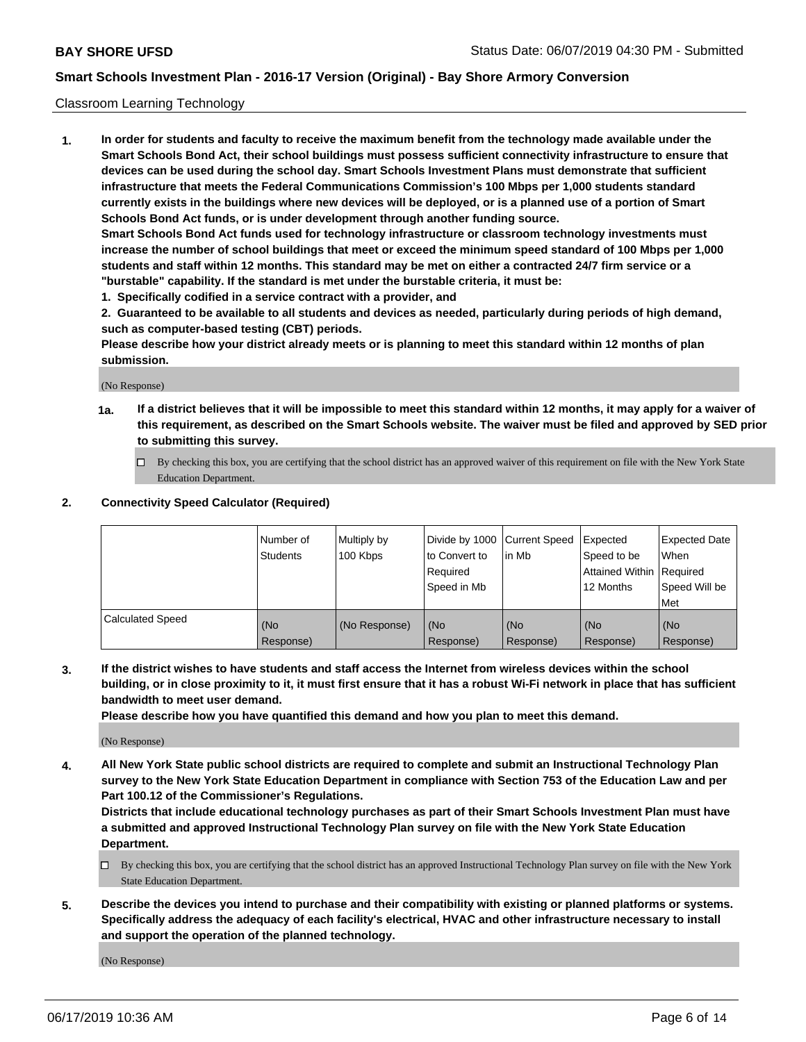Classroom Learning Technology

**1. In order for students and faculty to receive the maximum benefit from the technology made available under the Smart Schools Bond Act, their school buildings must possess sufficient connectivity infrastructure to ensure that devices can be used during the school day. Smart Schools Investment Plans must demonstrate that sufficient infrastructure that meets the Federal Communications Commission's 100 Mbps per 1,000 students standard currently exists in the buildings where new devices will be deployed, or is a planned use of a portion of Smart Schools Bond Act funds, or is under development through another funding source.**

**Smart Schools Bond Act funds used for technology infrastructure or classroom technology investments must increase the number of school buildings that meet or exceed the minimum speed standard of 100 Mbps per 1,000 students and staff within 12 months. This standard may be met on either a contracted 24/7 firm service or a "burstable" capability. If the standard is met under the burstable criteria, it must be:**

**1. Specifically codified in a service contract with a provider, and**

**2. Guaranteed to be available to all students and devices as needed, particularly during periods of high demand, such as computer-based testing (CBT) periods.**

**Please describe how your district already meets or is planning to meet this standard within 12 months of plan submission.**

(No Response)

**1a. If a district believes that it will be impossible to meet this standard within 12 months, it may apply for a waiver of this requirement, as described on the Smart Schools website. The waiver must be filed and approved by SED prior to submitting this survey.**

☐ By checking this box, you are certifying that the school district has an approved waiver of this requirement on file with the New York State Education Department.

**2. Connectivity Speed Calculator (Required)**

| | Number of Students | Multiply by 100 Kbps | Divide by 1000 to Convert to Required Speed in Mb | Current Speed in Mb | Expected Speed to be Attained Within 12 Months | Expected Date When Required Speed Will be Met |
|---|---|---|---|---|---|---|
| Calculated Speed | (No Response) | (No Response) | (No Response) | (No Response) | (No Response) | (No Response) |

**3. If the district wishes to have students and staff access the Internet from wireless devices within the school building, or in close proximity to it, it must first ensure that it has a robust Wi-Fi network in place that has sufficient bandwidth to meet user demand.**

**Please describe how you have quantified this demand and how you plan to meet this demand.**

(No Response)

**4. All New York State public school districts are required to complete and submit an Instructional Technology Plan survey to the New York State Education Department in compliance with Section 753 of the Education Law and per Part 100.12 of the Commissioner's Regulations.**

**Districts that include educational technology purchases as part of their Smart Schools Investment Plan must have a submitted and approved Instructional Technology Plan survey on file with the New York State Education Department.**

☐ By checking this box, you are certifying that the school district has an approved Instructional Technology Plan survey on file with the New York State Education Department.

**5. Describe the devices you intend to purchase and their compatibility with existing or planned platforms or systems. Specifically address the adequacy of each facility's electrical, HVAC and other infrastructure necessary to install and support the operation of the planned technology.**

(No Response)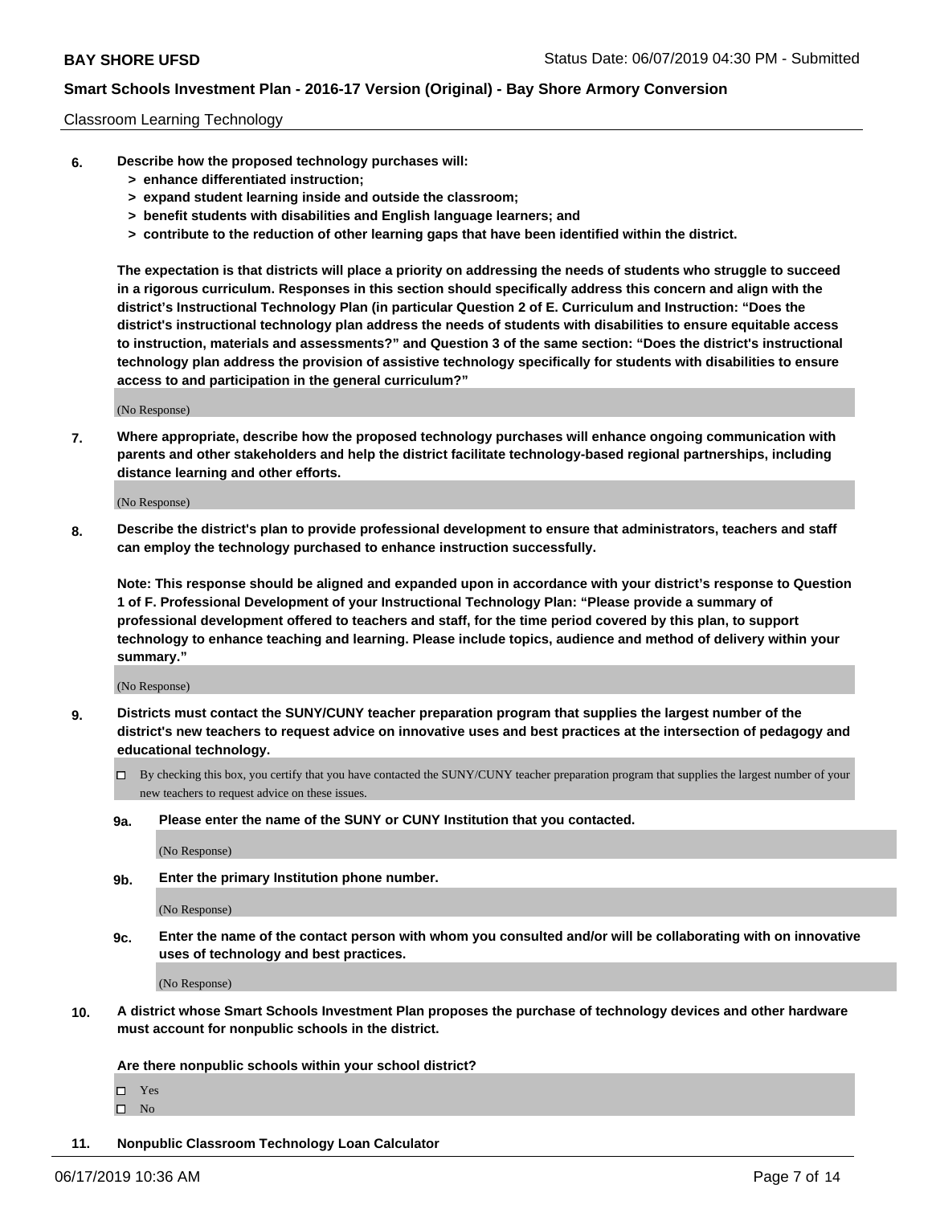Classroom Learning Technology

**6. Describe how the proposed technology purchases will:**
- **> enhance differentiated instruction;**
- **> expand student learning inside and outside the classroom;**
- **> benefit students with disabilities and English language learners; and**
- **> contribute to the reduction of other learning gaps that have been identified within the district.**

**The expectation is that districts will place a priority on addressing the needs of students who struggle to succeed in a rigorous curriculum. Responses in this section should specifically address this concern and align with the district's Instructional Technology Plan (in particular Question 2 of E. Curriculum and Instruction: "Does the district's instructional technology plan address the needs of students with disabilities to ensure equitable access to instruction, materials and assessments?" and Question 3 of the same section: "Does the district's instructional technology plan address the provision of assistive technology specifically for students with disabilities to ensure access to and participation in the general curriculum?"**

(No Response)

**7. Where appropriate, describe how the proposed technology purchases will enhance ongoing communication with parents and other stakeholders and help the district facilitate technology-based regional partnerships, including distance learning and other efforts.**

(No Response)

**8. Describe the district's plan to provide professional development to ensure that administrators, teachers and staff can employ the technology purchased to enhance instruction successfully.**

**Note: This response should be aligned and expanded upon in accordance with your district's response to Question 1 of F. Professional Development of your Instructional Technology Plan: "Please provide a summary of professional development offered to teachers and staff, for the time period covered by this plan, to support technology to enhance teaching and learning. Please include topics, audience and method of delivery within your summary."**

(No Response)

**9. Districts must contact the SUNY/CUNY teacher preparation program that supplies the largest number of the district's new teachers to request advice on innovative uses and best practices at the intersection of pedagogy and educational technology.**

☐ By checking this box, you certify that you have contacted the SUNY/CUNY teacher preparation program that supplies the largest number of your new teachers to request advice on these issues.

**9a. Please enter the name of the SUNY or CUNY Institution that you contacted.**

(No Response)

**9b. Enter the primary Institution phone number.**

(No Response)

**9c. Enter the name of the contact person with whom you consulted and/or will be collaborating with on innovative uses of technology and best practices.**

(No Response)

**10. A district whose Smart Schools Investment Plan proposes the purchase of technology devices and other hardware must account for nonpublic schools in the district.**

**Are there nonpublic schools within your school district?**

☐ Yes
☐ No

**11. Nonpublic Classroom Technology Loan Calculator**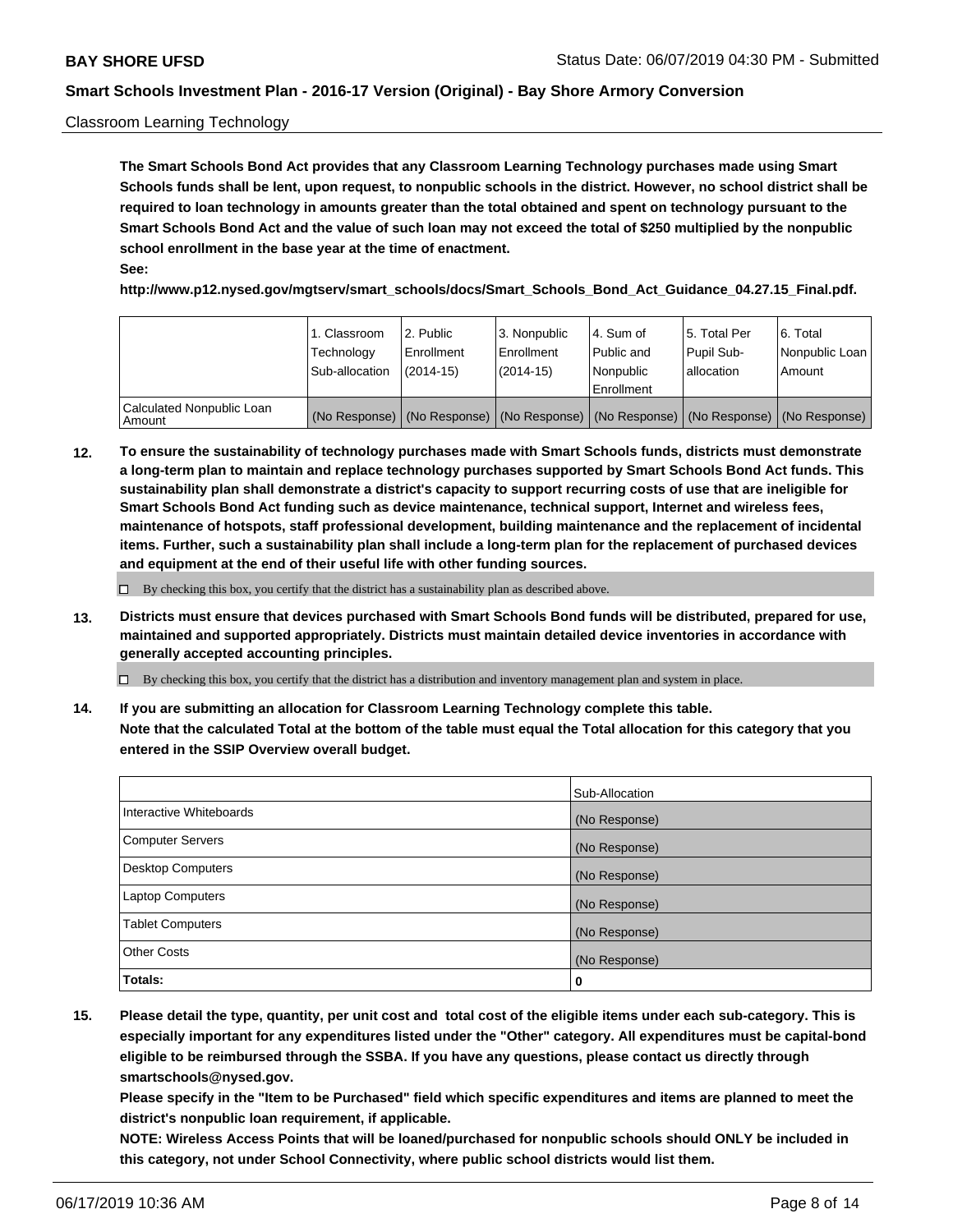Classroom Learning Technology

**The Smart Schools Bond Act provides that any Classroom Learning Technology purchases made using Smart Schools funds shall be lent, upon request, to nonpublic schools in the district. However, no school district shall be required to loan technology in amounts greater than the total obtained and spent on technology pursuant to the Smart Schools Bond Act and the value of such loan may not exceed the total of $250 multiplied by the nonpublic school enrollment in the base year at the time of enactment.**

**See:**

**http://www.p12.nysed.gov/mgtserv/smart_schools/docs/Smart_Schools_Bond_Act_Guidance_04.27.15_Final.pdf.**

| | 1. Classroom Technology Sub-allocation | 2. Public Enrollment (2014-15) | 3. Nonpublic Enrollment (2014-15) | 4. Sum of Public and Nonpublic Enrollment | 5. Total Per Pupil Sub-allocation | 6. Total Nonpublic Loan Amount |
|---|---|---|---|---|---|---|
| Calculated Nonpublic Loan Amount | (No Response) | (No Response) | (No Response) | (No Response) | (No Response) | (No Response) |

**12. To ensure the sustainability of technology purchases made with Smart Schools funds, districts must demonstrate a long-term plan to maintain and replace technology purchases supported by Smart Schools Bond Act funds. This sustainability plan shall demonstrate a district's capacity to support recurring costs of use that are ineligible for Smart Schools Bond Act funding such as device maintenance, technical support, Internet and wireless fees, maintenance of hotspots, staff professional development, building maintenance and the replacement of incidental items. Further, such a sustainability plan shall include a long-term plan for the replacement of purchased devices and equipment at the end of their useful life with other funding sources.**

☐ By checking this box, you certify that the district has a sustainability plan as described above.

**13. Districts must ensure that devices purchased with Smart Schools Bond funds will be distributed, prepared for use, maintained and supported appropriately. Districts must maintain detailed device inventories in accordance with generally accepted accounting principles.**

☐ By checking this box, you certify that the district has a distribution and inventory management plan and system in place.

**14. If you are submitting an allocation for Classroom Learning Technology complete this table. Note that the calculated Total at the bottom of the table must equal the Total allocation for this category that you entered in the SSIP Overview overall budget.**

| | Sub-Allocation |
|---|---|
| Interactive Whiteboards | (No Response) |
| Computer Servers | (No Response) |
| Desktop Computers | (No Response) |
| Laptop Computers | (No Response) |
| Tablet Computers | (No Response) |
| Other Costs | (No Response) |
| **Totals:** | **0** |

**15. Please detail the type, quantity, per unit cost and total cost of the eligible items under each sub-category. This is especially important for any expenditures listed under the "Other" category. All expenditures must be capital-bond eligible to be reimbursed through the SSBA. If you have any questions, please contact us directly through smartschools@nysed.gov.**

**Please specify in the "Item to be Purchased" field which specific expenditures and items are planned to meet the district's nonpublic loan requirement, if applicable.**

**NOTE: Wireless Access Points that will be loaned/purchased for nonpublic schools should ONLY be included in this category, not under School Connectivity, where public school districts would list them.**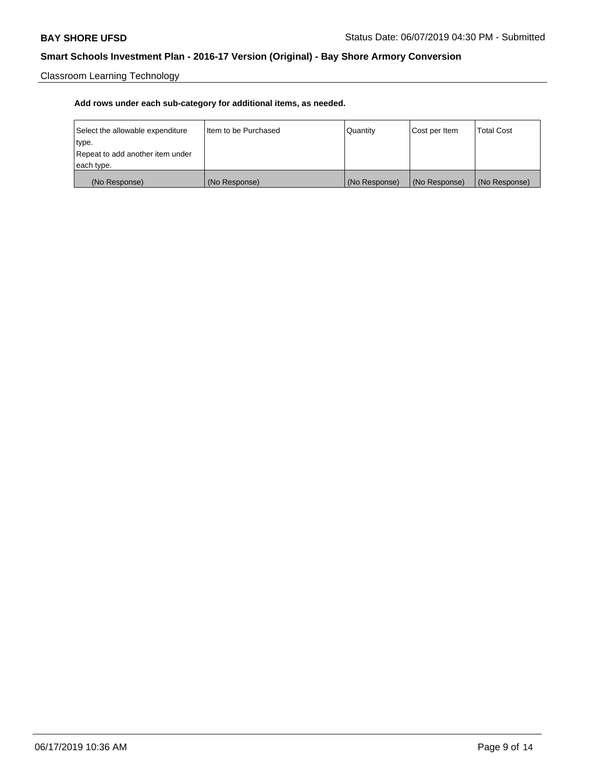Classroom Learning Technology

**Add rows under each sub-category for additional items, as needed.**

| Select the allowable expenditure type. Repeat to add another item under each type. | Item to be Purchased | Quantity | Cost per Item | Total Cost |
|---|---|---|---|---|
| (No Response) | (No Response) | (No Response) | (No Response) | (No Response) |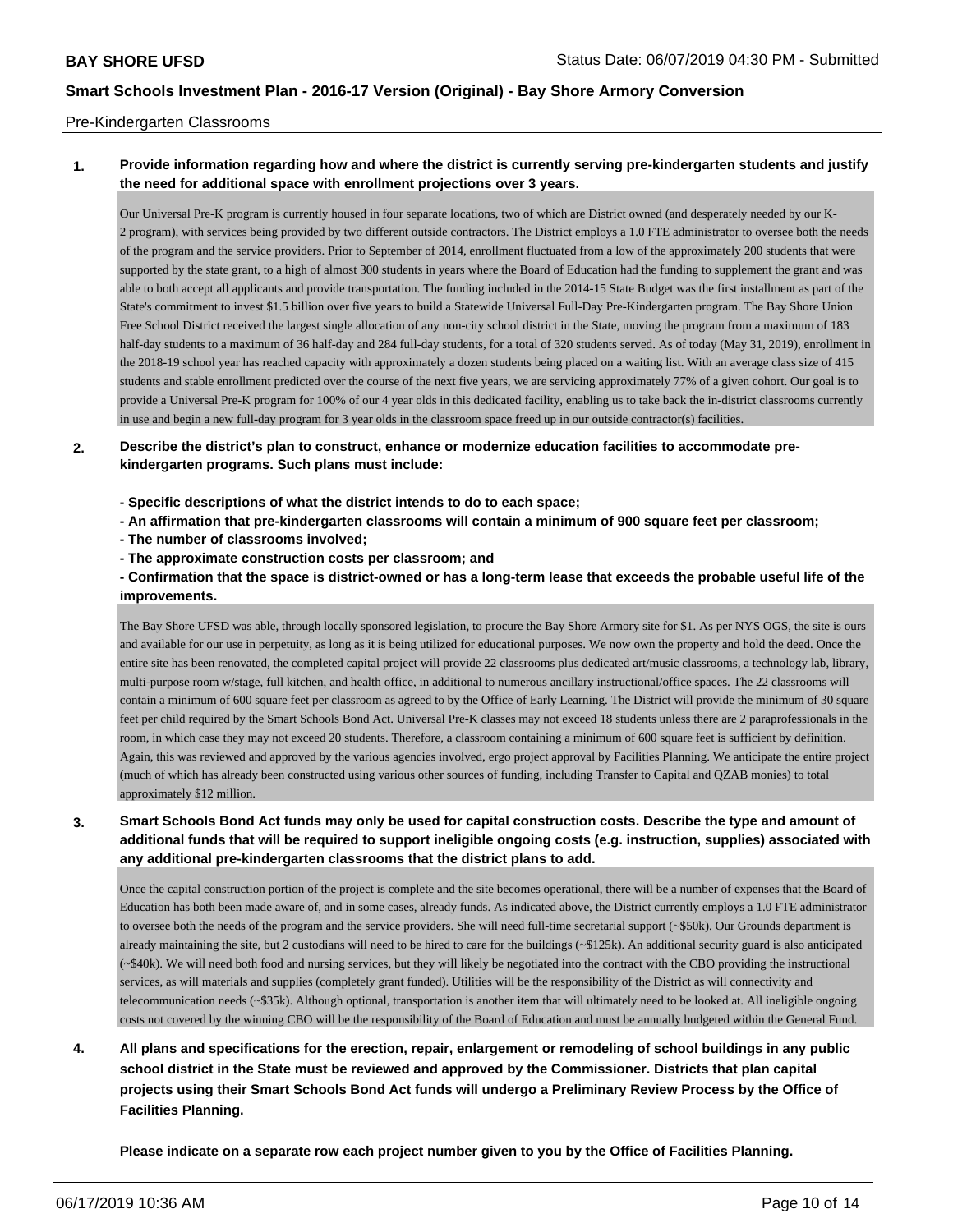Pre-Kindergarten Classrooms

**1. Provide information regarding how and where the district is currently serving pre-kindergarten students and justify the need for additional space with enrollment projections over 3 years.**

Our Universal Pre-K program is currently housed in four separate locations, two of which are District owned (and desperately needed by our K-2 program), with services being provided by two different outside contractors. The District employs a 1.0 FTE administrator to oversee both the needs of the program and the service providers. Prior to September of 2014, enrollment fluctuated from a low of the approximately 200 students that were supported by the state grant, to a high of almost 300 students in years where the Board of Education had the funding to supplement the grant and was able to both accept all applicants and provide transportation. The funding included in the 2014-15 State Budget was the first installment as part of the State's commitment to invest $1.5 billion over five years to build a Statewide Universal Full-Day Pre-Kindergarten program. The Bay Shore Union Free School District received the largest single allocation of any non-city school district in the State, moving the program from a maximum of 183 half-day students to a maximum of 36 half-day and 284 full-day students, for a total of 320 students served. As of today (May 31, 2019), enrollment in the 2018-19 school year has reached capacity with approximately a dozen students being placed on a waiting list. With an average class size of 415 students and stable enrollment predicted over the course of the next five years, we are servicing approximately 77% of a given cohort. Our goal is to provide a Universal Pre-K program for 100% of our 4 year olds in this dedicated facility, enabling us to take back the in-district classrooms currently in use and begin a new full-day program for 3 year olds in the classroom space freed up in our outside contractor(s) facilities.

**2. Describe the district's plan to construct, enhance or modernize education facilities to accommodate pre-kindergarten programs. Such plans must include:**

**- Specific descriptions of what the district intends to do to each space;**
**- An affirmation that pre-kindergarten classrooms will contain a minimum of 900 square feet per classroom;**
**- The number of classrooms involved;**
**- The approximate construction costs per classroom; and**
**- Confirmation that the space is district-owned or has a long-term lease that exceeds the probable useful life of the improvements.**

The Bay Shore UFSD was able, through locally sponsored legislation, to procure the Bay Shore Armory site for $1. As per NYS OGS, the site is ours and available for our use in perpetuity, as long as it is being utilized for educational purposes. We now own the property and hold the deed. Once the entire site has been renovated, the completed capital project will provide 22 classrooms plus dedicated art/music classrooms, a technology lab, library, multi-purpose room w/stage, full kitchen, and health office, in additional to numerous ancillary instructional/office spaces. The 22 classrooms will contain a minimum of 600 square feet per classroom as agreed to by the Office of Early Learning. The District will provide the minimum of 30 square feet per child required by the Smart Schools Bond Act. Universal Pre-K classes may not exceed 18 students unless there are 2 paraprofessionals in the room, in which case they may not exceed 20 students. Therefore, a classroom containing a minimum of 600 square feet is sufficient by definition. Again, this was reviewed and approved by the various agencies involved, ergo project approval by Facilities Planning. We anticipate the entire project (much of which has already been constructed using various other sources of funding, including Transfer to Capital and QZAB monies) to total approximately $12 million.

**3. Smart Schools Bond Act funds may only be used for capital construction costs. Describe the type and amount of additional funds that will be required to support ineligible ongoing costs (e.g. instruction, supplies) associated with any additional pre-kindergarten classrooms that the district plans to add.**

Once the capital construction portion of the project is complete and the site becomes operational, there will be a number of expenses that the Board of Education has both been made aware of, and in some cases, already funds. As indicated above, the District currently employs a 1.0 FTE administrator to oversee both the needs of the program and the service providers. She will need full-time secretarial support (~$50k). Our Grounds department is already maintaining the site, but 2 custodians will need to be hired to care for the buildings (~$125k). An additional security guard is also anticipated (~$40k). We will need both food and nursing services, but they will likely be negotiated into the contract with the CBO providing the instructional services, as will materials and supplies (completely grant funded). Utilities will be the responsibility of the District as will connectivity and telecommunication needs (~$35k). Although optional, transportation is another item that will ultimately need to be looked at. All ineligible ongoing costs not covered by the winning CBO will be the responsibility of the Board of Education and must be annually budgeted within the General Fund.

**4. All plans and specifications for the erection, repair, enlargement or remodeling of school buildings in any public school district in the State must be reviewed and approved by the Commissioner. Districts that plan capital projects using their Smart Schools Bond Act funds will undergo a Preliminary Review Process by the Office of Facilities Planning.**

**Please indicate on a separate row each project number given to you by the Office of Facilities Planning.**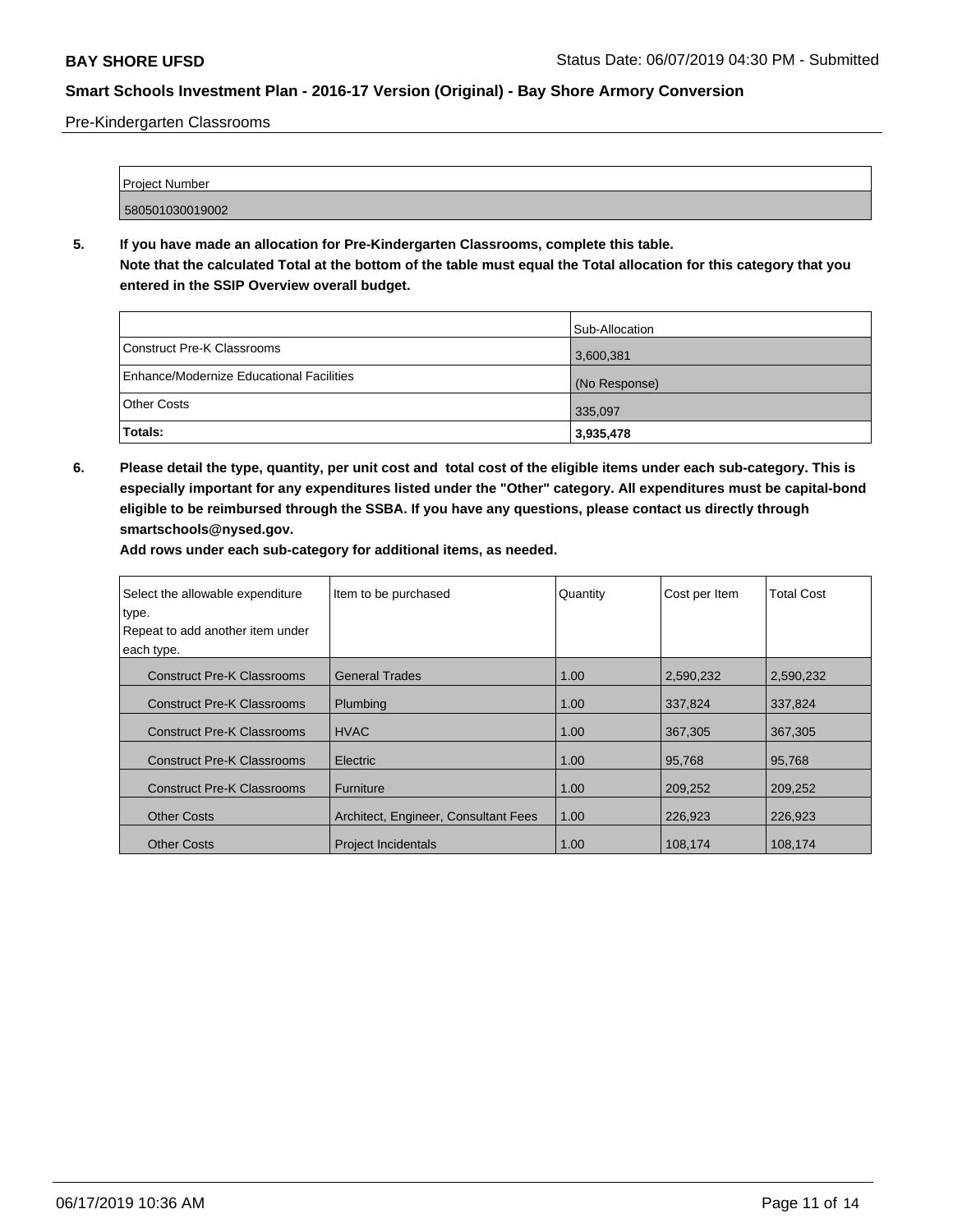Pre-Kindergarten Classrooms

| Project Number |
| --- |
| 580501030019002 |

**5. If you have made an allocation for Pre-Kindergarten Classrooms, complete this table. Note that the calculated Total at the bottom of the table must equal the Total allocation for this category that you entered in the SSIP Overview overall budget.**

| | Sub-Allocation |
| --- | --- |
| Construct Pre-K Classrooms | 3,600,381 |
| Enhance/Modernize Educational Facilities | (No Response) |
| Other Costs | 335,097 |
| **Totals:** | **3,935,478** |

**6. Please detail the type, quantity, per unit cost and total cost of the eligible items under each sub-category. This is especially important for any expenditures listed under the "Other" category. All expenditures must be capital-bond eligible to be reimbursed through the SSBA. If you have any questions, please contact us directly through smartschools@nysed.gov.**

**Add rows under each sub-category for additional items, as needed.**

| Select the allowable expenditure type. Repeat to add another item under each type. | Item to be purchased | Quantity | Cost per Item | Total Cost |
| --- | --- | --- | --- | --- |
| Construct Pre-K Classrooms | General Trades | 1.00 | 2,590,232 | 2,590,232 |
| Construct Pre-K Classrooms | Plumbing | 1.00 | 337,824 | 337,824 |
| Construct Pre-K Classrooms | HVAC | 1.00 | 367,305 | 367,305 |
| Construct Pre-K Classrooms | Electric | 1.00 | 95,768 | 95,768 |
| Construct Pre-K Classrooms | Furniture | 1.00 | 209,252 | 209,252 |
| Other Costs | Architect, Engineer, Consultant Fees | 1.00 | 226,923 | 226,923 |
| Other Costs | Project Incidentals | 1.00 | 108,174 | 108,174 |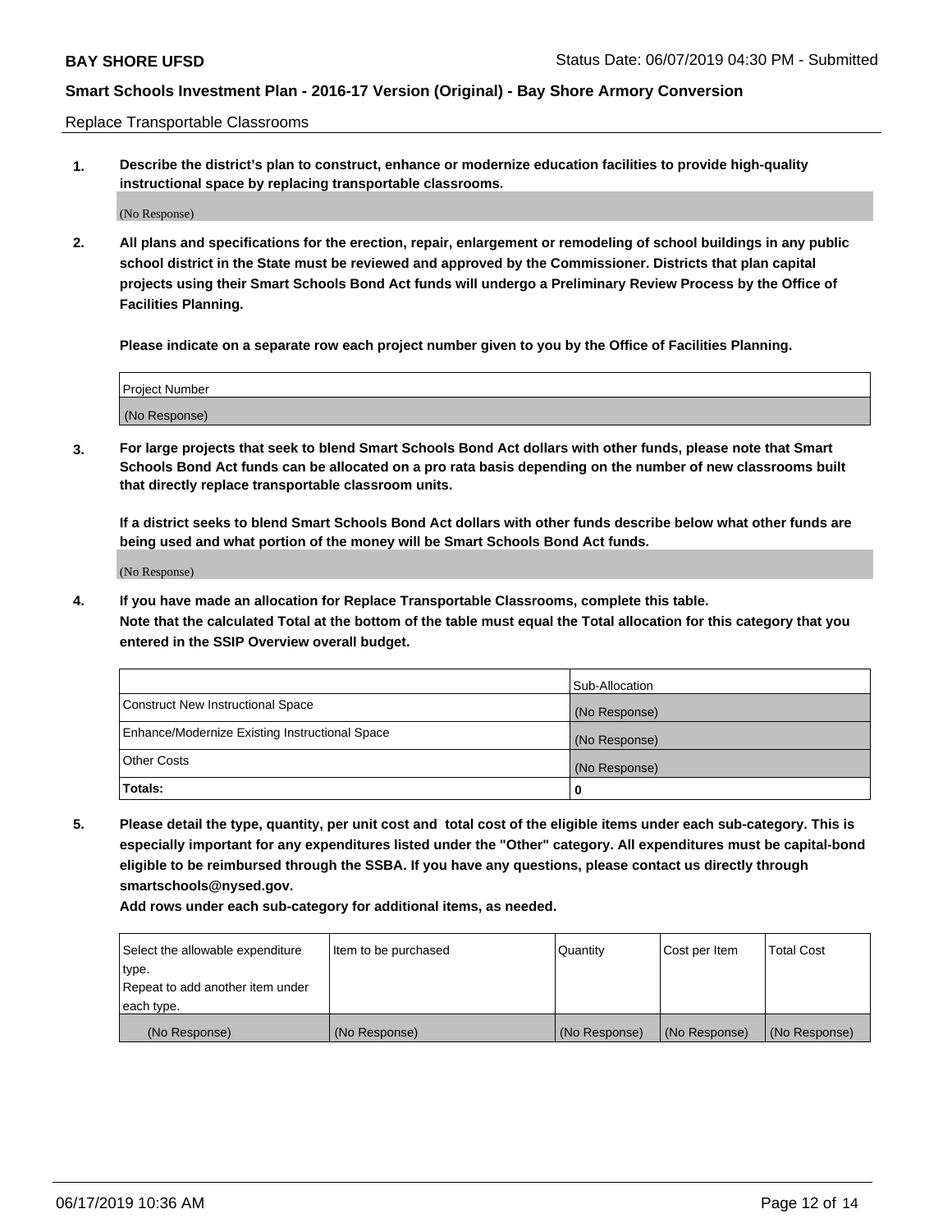Replace Transportable Classrooms

1. **Describe the district's plan to construct, enhance or modernize education facilities to provide high-quality instructional space by replacing transportable classrooms.**

(No Response)

2. **All plans and specifications for the erection, repair, enlargement or remodeling of school buildings in any public school district in the State must be reviewed and approved by the Commissioner. Districts that plan capital projects using their Smart Schools Bond Act funds will undergo a Preliminary Review Process by the Office of Facilities Planning.**

   **Please indicate on a separate row each project number given to you by the Office of Facilities Planning.**

| Project Number |
|---|
| (No Response) |

3. **For large projects that seek to blend Smart Schools Bond Act dollars with other funds, please note that Smart Schools Bond Act funds can be allocated on a pro rata basis depending on the number of new classrooms built that directly replace transportable classroom units.**

   **If a district seeks to blend Smart Schools Bond Act dollars with other funds describe below what other funds are being used and what portion of the money will be Smart Schools Bond Act funds.**

(No Response)

4. **If you have made an allocation for Replace Transportable Classrooms, complete this table. Note that the calculated Total at the bottom of the table must equal the Total allocation for this category that you entered in the SSIP Overview overall budget.**

| | Sub-Allocation |
|---|---|
| Construct New Instructional Space | (No Response) |
| Enhance/Modernize Existing Instructional Space | (No Response) |
| Other Costs | (No Response) |
| **Totals:** | **0** |

5. **Please detail the type, quantity, per unit cost and total cost of the eligible items under each sub-category. This is especially important for any expenditures listed under the "Other" category. All expenditures must be capital-bond eligible to be reimbursed through the SSBA. If you have any questions, please contact us directly through smartschools@nysed.gov.**

   **Add rows under each sub-category for additional items, as needed.**

| Select the allowable expenditure type. Repeat to add another item under each type. | Item to be purchased | Quantity | Cost per Item | Total Cost |
|---|---|---|---|---|
| (No Response) | (No Response) | (No Response) | (No Response) | (No Response) |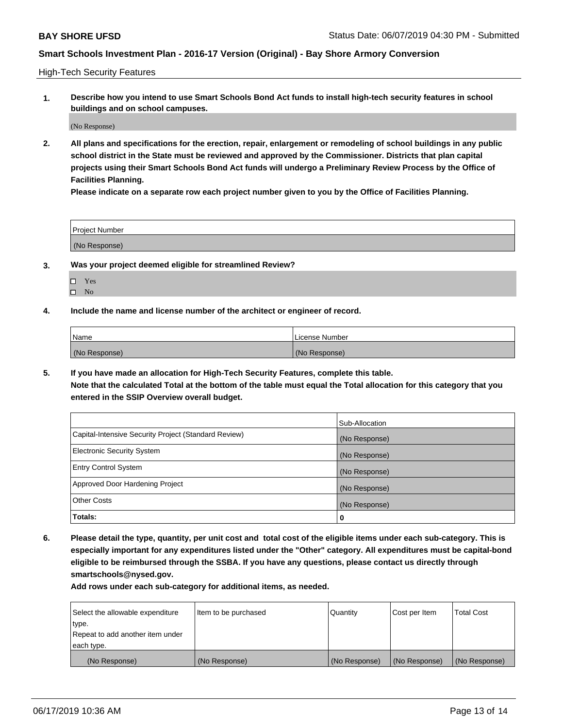High-Tech Security Features

**1. Describe how you intend to use Smart Schools Bond Act funds to install high-tech security features in school buildings and on school campuses.**

(No Response)

**2. All plans and specifications for the erection, repair, enlargement or remodeling of school buildings in any public school district in the State must be reviewed and approved by the Commissioner. Districts that plan capital projects using their Smart Schools Bond Act funds will undergo a Preliminary Review Process by the Office of Facilities Planning.**

**Please indicate on a separate row each project number given to you by the Office of Facilities Planning.**

| Project Number |
|---|
| (No Response) |

**3. Was your project deemed eligible for streamlined Review?**

- ☐ Yes
- ☐ No

**4. Include the name and license number of the architect or engineer of record.**

| Name | License Number |
|---|---|
| (No Response) | (No Response) |

**5. If you have made an allocation for High-Tech Security Features, complete this table.**
**Note that the calculated Total at the bottom of the table must equal the Total allocation for this category that you entered in the SSIP Overview overall budget.**

| | Sub-Allocation |
|---|---|
| Capital-Intensive Security Project (Standard Review) | (No Response) |
| Electronic Security System | (No Response) |
| Entry Control System | (No Response) |
| Approved Door Hardening Project | (No Response) |
| Other Costs | (No Response) |
| **Totals:** | **0** |

**6. Please detail the type, quantity, per unit cost and total cost of the eligible items under each sub-category. This is especially important for any expenditures listed under the "Other" category. All expenditures must be capital-bond eligible to be reimbursed through the SSBA. If you have any questions, please contact us directly through smartschools@nysed.gov.**

**Add rows under each sub-category for additional items, as needed.**

| Select the allowable expenditure type. Repeat to add another item under each type. | Item to be purchased | Quantity | Cost per Item | Total Cost |
|---|---|---|---|---|
| (No Response) | (No Response) | (No Response) | (No Response) | (No Response) |